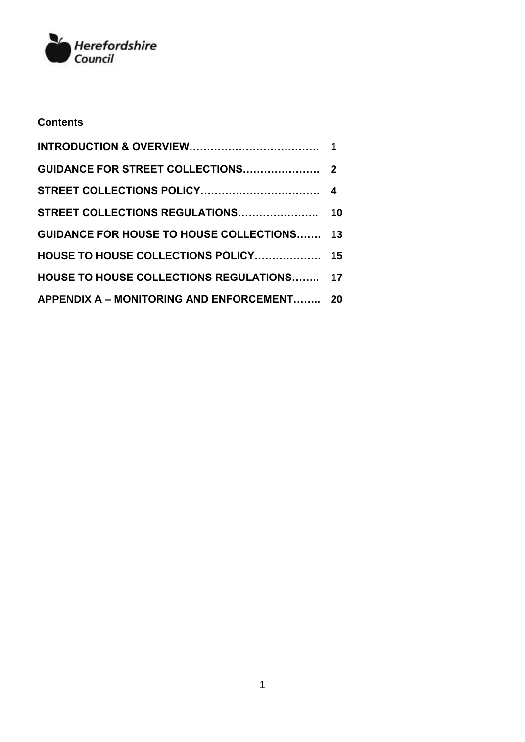Herefordshire Council

**Contents**

| | |
|---|---|
| **INTRODUCTION & OVERVIEW……………………………….** | **1** |
| **GUIDANCE FOR STREET COLLECTIONS………………….** | **2** |
| **STREET COLLECTIONS POLICY…………………………….** | **4** |
| **STREET COLLECTIONS REGULATIONS…………………..** | **10** |
| **GUIDANCE FOR HOUSE TO HOUSE COLLECTIONS…….** | **13** |
| **HOUSE TO HOUSE COLLECTIONS POLICY……………….** | **15** |
| **HOUSE TO HOUSE COLLECTIONS REGULATIONS……..** | **17** |
| **APPENDIX A – MONITORING AND ENFORCEMENT……..** | **20** |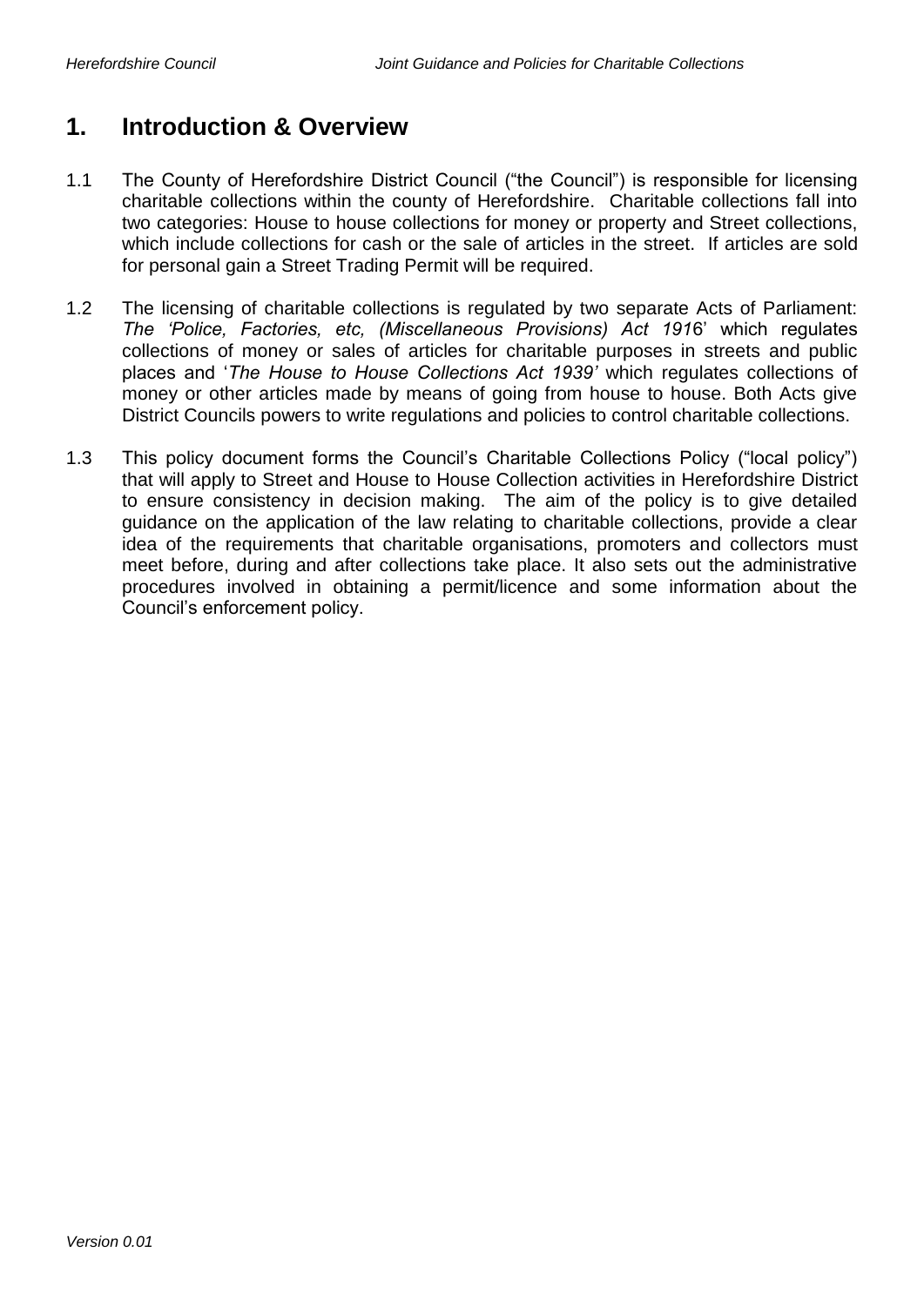## 1. Introduction & Overview

1.1 The County of Herefordshire District Council ("the Council") is responsible for licensing charitable collections within the county of Herefordshire. Charitable collections fall into two categories: House to house collections for money or property and Street collections, which include collections for cash or the sale of articles in the street. If articles are sold for personal gain a Street Trading Permit will be required.

1.2 The licensing of charitable collections is regulated by two separate Acts of Parliament: *The 'Police, Factories, etc, (Miscellaneous Provisions) Act 1916*' which regulates collections of money or sales of articles for charitable purposes in streets and public places and '*The House to House Collections Act 1939'* which regulates collections of money or other articles made by means of going from house to house. Both Acts give District Councils powers to write regulations and policies to control charitable collections.

1.3 This policy document forms the Council's Charitable Collections Policy ("local policy") that will apply to Street and House to House Collection activities in Herefordshire District to ensure consistency in decision making. The aim of the policy is to give detailed guidance on the application of the law relating to charitable collections, provide a clear idea of the requirements that charitable organisations, promoters and collectors must meet before, during and after collections take place. It also sets out the administrative procedures involved in obtaining a permit/licence and some information about the Council's enforcement policy.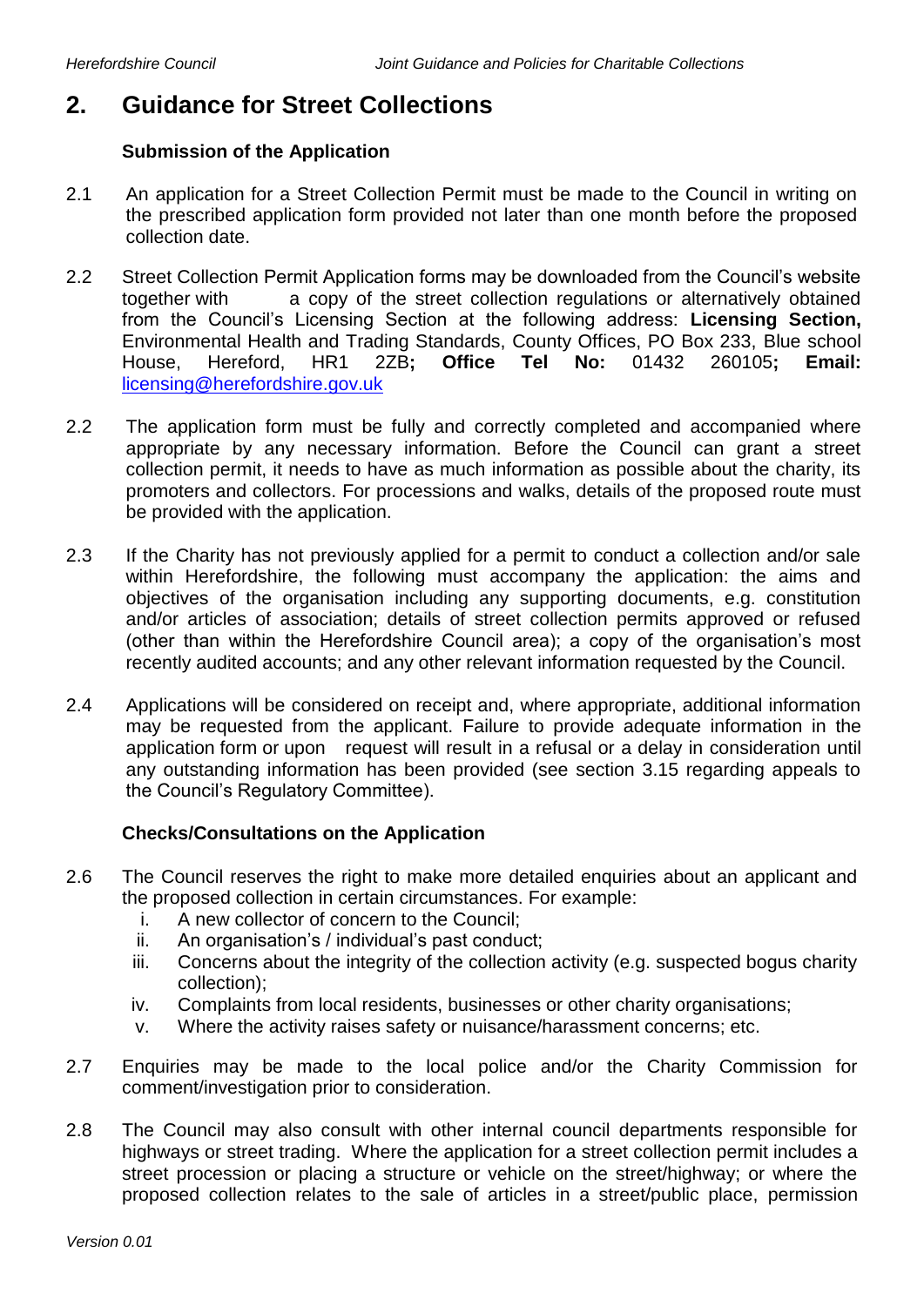## 2. Guidance for Street Collections

### Submission of the Application

2.1 An application for a Street Collection Permit must be made to the Council in writing on the prescribed application form provided not later than one month before the proposed collection date.

2.2 Street Collection Permit Application forms may be downloaded from the Council's website together with a copy of the street collection regulations or alternatively obtained from the Council's Licensing Section at the following address: **Licensing Section,** Environmental Health and Trading Standards, County Offices, PO Box 233, Blue school House, Hereford, HR1 2ZB**; Office Tel No:** 01432 260105**; Email:** licensing@herefordshire.gov.uk

2.2 The application form must be fully and correctly completed and accompanied where appropriate by any necessary information. Before the Council can grant a street collection permit, it needs to have as much information as possible about the charity, its promoters and collectors. For processions and walks, details of the proposed route must be provided with the application.

2.3 If the Charity has not previously applied for a permit to conduct a collection and/or sale within Herefordshire, the following must accompany the application: the aims and objectives of the organisation including any supporting documents, e.g. constitution and/or articles of association; details of street collection permits approved or refused (other than within the Herefordshire Council area); a copy of the organisation's most recently audited accounts; and any other relevant information requested by the Council.

2.4 Applications will be considered on receipt and, where appropriate, additional information may be requested from the applicant. Failure to provide adequate information in the application form or upon request will result in a refusal or a delay in consideration until any outstanding information has been provided (see section 3.15 regarding appeals to the Council's Regulatory Committee).

### Checks/Consultations on the Application

2.6 The Council reserves the right to make more detailed enquiries about an applicant and the proposed collection in certain circumstances. For example:

i. A new collector of concern to the Council;
ii. An organisation's / individual's past conduct;
iii. Concerns about the integrity of the collection activity (e.g. suspected bogus charity collection);
iv. Complaints from local residents, businesses or other charity organisations;
v. Where the activity raises safety or nuisance/harassment concerns; etc.

2.7 Enquiries may be made to the local police and/or the Charity Commission for comment/investigation prior to consideration.

2.8 The Council may also consult with other internal council departments responsible for highways or street trading. Where the application for a street collection permit includes a street procession or placing a structure or vehicle on the street/highway; or where the proposed collection relates to the sale of articles in a street/public place, permission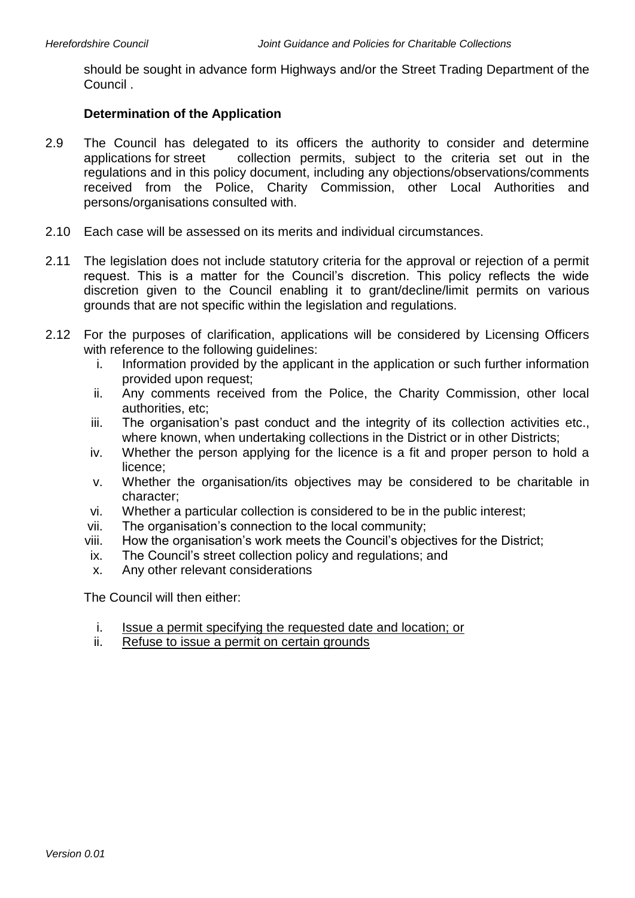should be sought in advance form Highways and/or the Street Trading Department of the Council .

### Determination of the Application

2.9 The Council has delegated to its officers the authority to consider and determine applications for street collection permits, subject to the criteria set out in the regulations and in this policy document, including any objections/observations/comments received from the Police, Charity Commission, other Local Authorities and persons/organisations consulted with.

2.10 Each case will be assessed on its merits and individual circumstances.

2.11 The legislation does not include statutory criteria for the approval or rejection of a permit request. This is a matter for the Council's discretion. This policy reflects the wide discretion given to the Council enabling it to grant/decline/limit permits on various grounds that are not specific within the legislation and regulations.

2.12 For the purposes of clarification, applications will be considered by Licensing Officers with reference to the following guidelines:

i. Information provided by the applicant in the application or such further information provided upon request;
ii. Any comments received from the Police, the Charity Commission, other local authorities, etc;
iii. The organisation's past conduct and the integrity of its collection activities etc., where known, when undertaking collections in the District or in other Districts;
iv. Whether the person applying for the licence is a fit and proper person to hold a licence;
v. Whether the organisation/its objectives may be considered to be charitable in character;
vi. Whether a particular collection is considered to be in the public interest;
vii. The organisation's connection to the local community;
viii. How the organisation's work meets the Council's objectives for the District;
ix. The Council's street collection policy and regulations; and
x. Any other relevant considerations

The Council will then either:

i. <u>Issue a permit specifying the requested date and location; or</u>
ii. <u>Refuse to issue a permit on certain grounds</u>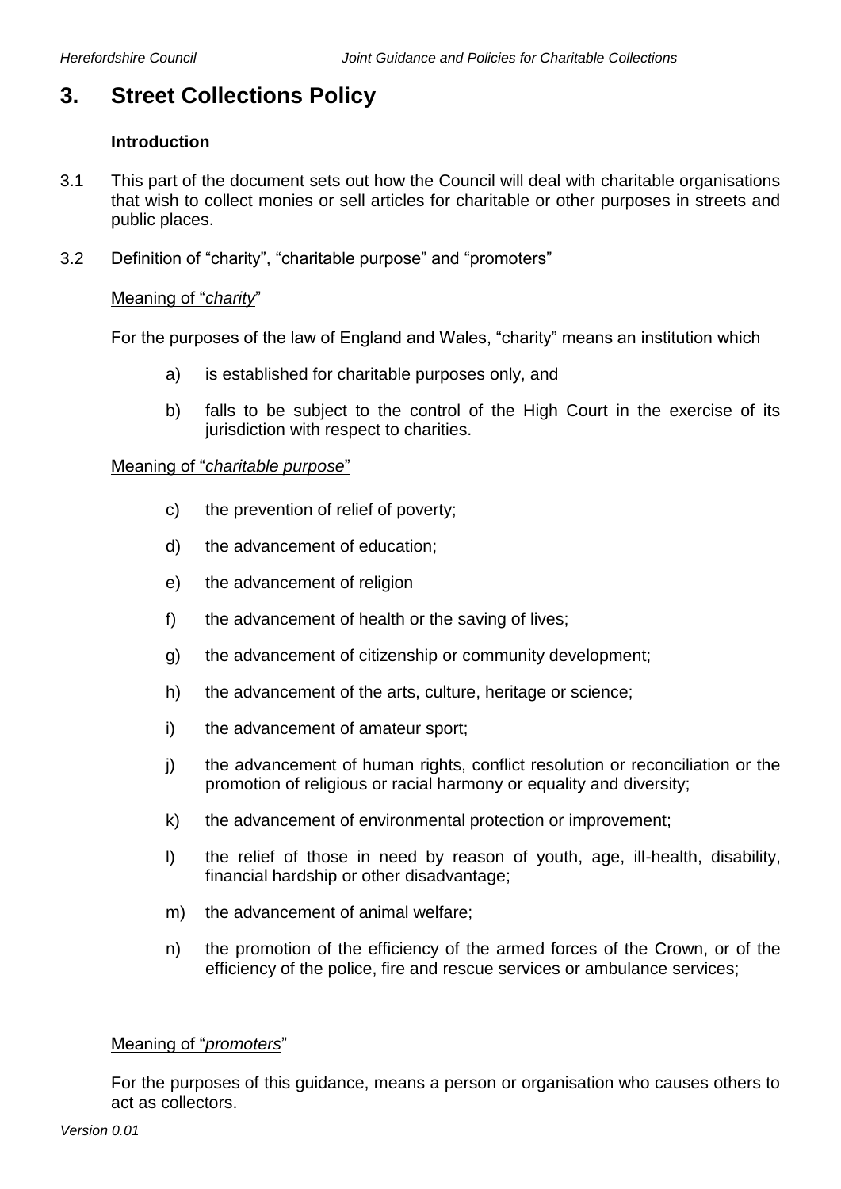# 3. Street Collections Policy

**Introduction**

3.1 This part of the document sets out how the Council will deal with charitable organisations that wish to collect monies or sell articles for charitable or other purposes in streets and public places.

3.2 Definition of "charity", "charitable purpose" and "promoters"

<u>Meaning of "*charity*"</u>

For the purposes of the law of England and Wales, "charity" means an institution which

a) is established for charitable purposes only, and

b) falls to be subject to the control of the High Court in the exercise of its jurisdiction with respect to charities.

<u>Meaning of "*charitable purpose*"</u>

c) the prevention of relief of poverty;

d) the advancement of education;

e) the advancement of religion

f) the advancement of health or the saving of lives;

g) the advancement of citizenship or community development;

h) the advancement of the arts, culture, heritage or science;

i) the advancement of amateur sport;

j) the advancement of human rights, conflict resolution or reconciliation or the promotion of religious or racial harmony or equality and diversity;

k) the advancement of environmental protection or improvement;

l) the relief of those in need by reason of youth, age, ill-health, disability, financial hardship or other disadvantage;

m) the advancement of animal welfare;

n) the promotion of the efficiency of the armed forces of the Crown, or of the efficiency of the police, fire and rescue services or ambulance services;

<u>Meaning of "*promoters*"</u>

For the purposes of this guidance, means a person or organisation who causes others to act as collectors.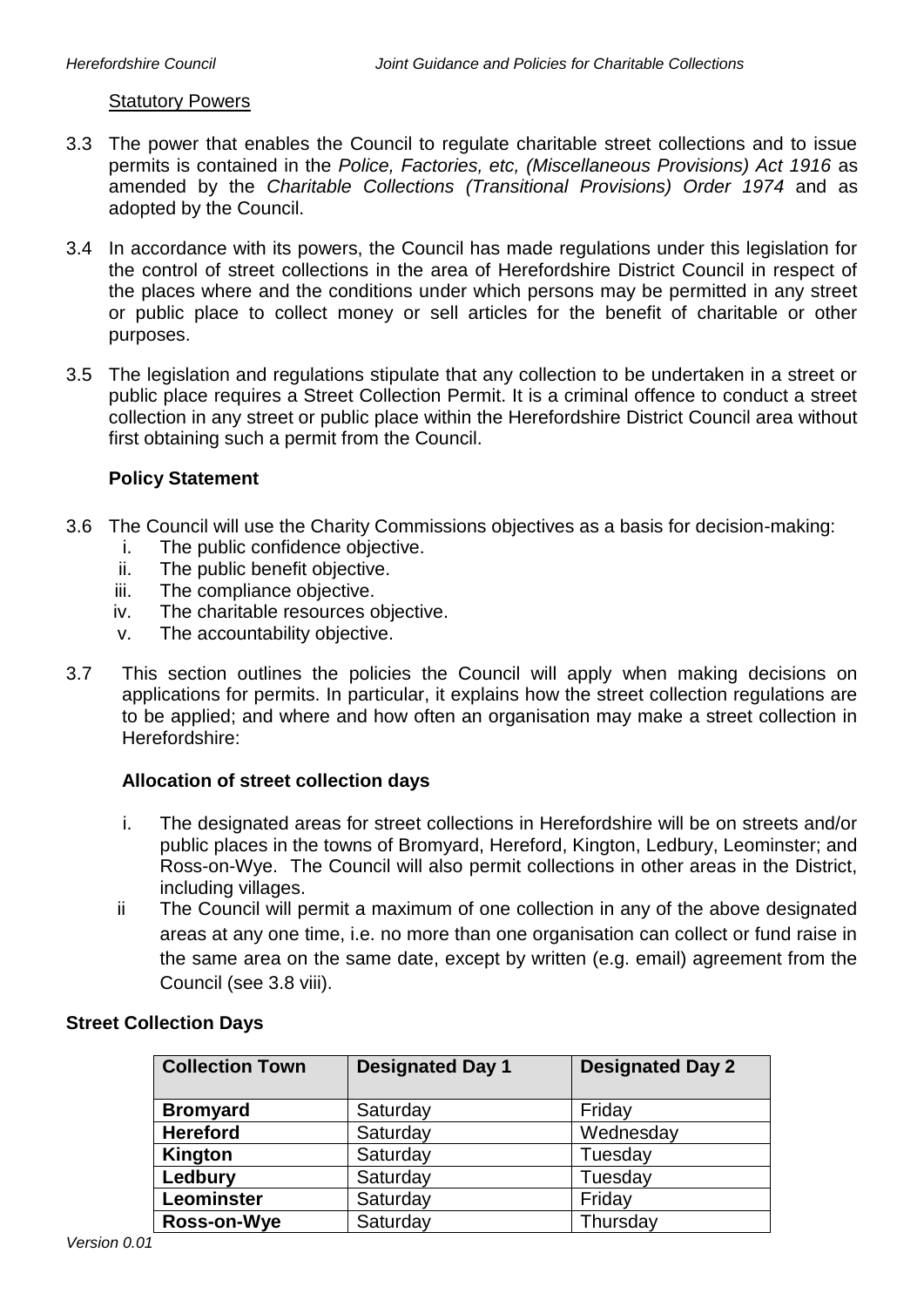### Statutory Powers

3.3 The power that enables the Council to regulate charitable street collections and to issue permits is contained in the *Police, Factories, etc, (Miscellaneous Provisions) Act 1916* as amended by the *Charitable Collections (Transitional Provisions) Order 1974* and as adopted by the Council.

3.4 In accordance with its powers, the Council has made regulations under this legislation for the control of street collections in the area of Herefordshire District Council in respect of the places where and the conditions under which persons may be permitted in any street or public place to collect money or sell articles for the benefit of charitable or other purposes.

3.5 The legislation and regulations stipulate that any collection to be undertaken in a street or public place requires a Street Collection Permit. It is a criminal offence to conduct a street collection in any street or public place within the Herefordshire District Council area without first obtaining such a permit from the Council.

### Policy Statement

3.6 The Council will use the Charity Commissions objectives as a basis for decision-making:

i. The public confidence objective.
ii. The public benefit objective.
iii. The compliance objective.
iv. The charitable resources objective.
v. The accountability objective.

3.7 This section outlines the policies the Council will apply when making decisions on applications for permits. In particular, it explains how the street collection regulations are to be applied; and where and how often an organisation may make a street collection in Herefordshire:

### Allocation of street collection days

i. The designated areas for street collections in Herefordshire will be on streets and/or public places in the towns of Bromyard, Hereford, Kington, Ledbury, Leominster; and Ross-on-Wye. The Council will also permit collections in other areas in the District, including villages.

ii The Council will permit a maximum of one collection in any of the above designated areas at any one time, i.e. no more than one organisation can collect or fund raise in the same area on the same date, except by written (e.g. email) agreement from the Council (see 3.8 viii).

### Street Collection Days

| Collection Town | Designated Day 1 | Designated Day 2 |
|---|---|---|
| **Bromyard** | Saturday | Friday |
| **Hereford** | Saturday | Wednesday |
| **Kington** | Saturday | Tuesday |
| **Ledbury** | Saturday | Tuesday |
| **Leominster** | Saturday | Friday |
| **Ross-on-Wye** | Saturday | Thursday |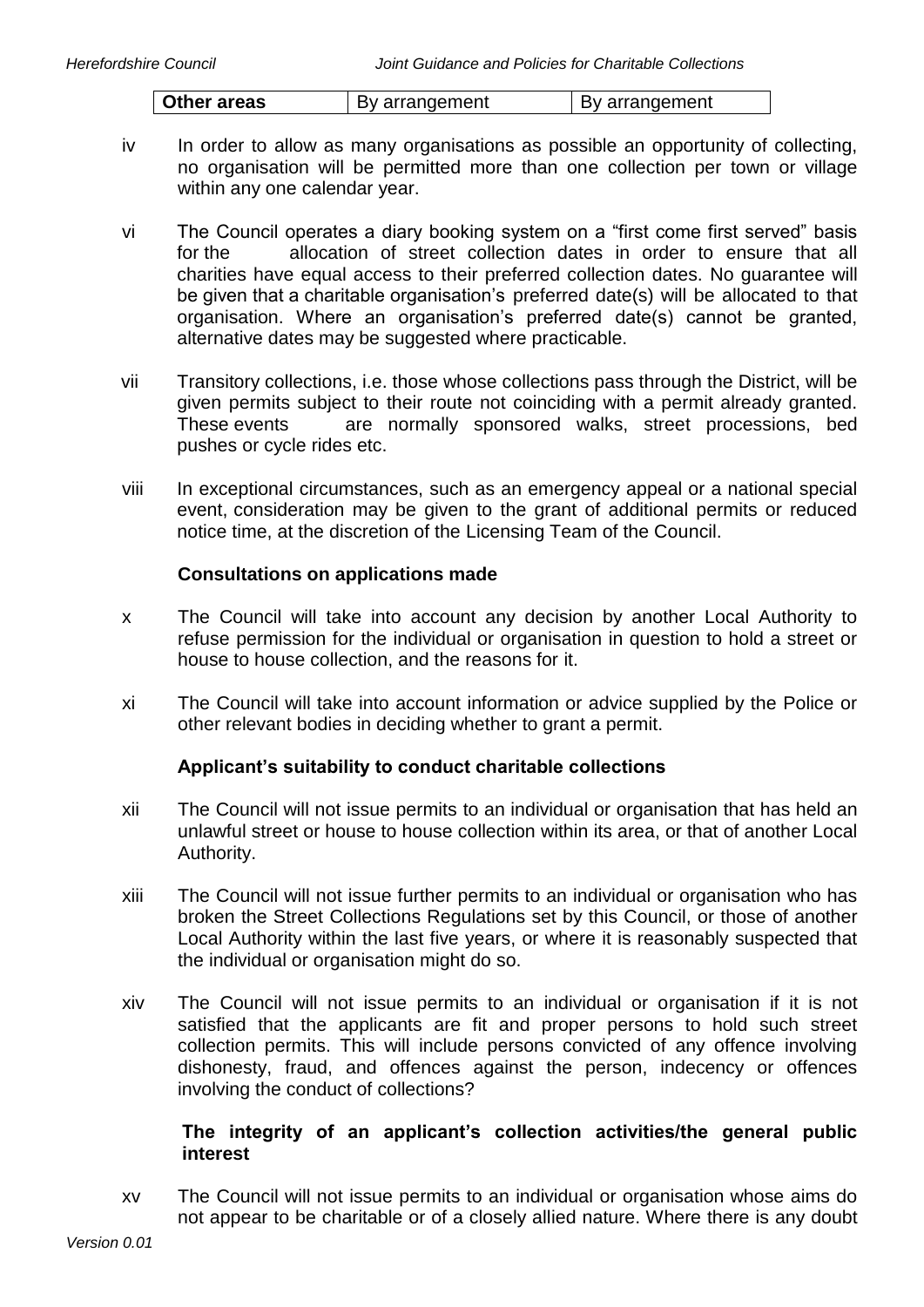| Other areas | By arrangement | By arrangement |
|---|---|---|

iv In order to allow as many organisations as possible an opportunity of collecting, no organisation will be permitted more than one collection per town or village within any one calendar year.

vi The Council operates a diary booking system on a "first come first served" basis for the allocation of street collection dates in order to ensure that all charities have equal access to their preferred collection dates. No guarantee will be given that a charitable organisation's preferred date(s) will be allocated to that organisation. Where an organisation's preferred date(s) cannot be granted, alternative dates may be suggested where practicable.

vii Transitory collections, i.e. those whose collections pass through the District, will be given permits subject to their route not coinciding with a permit already granted. These events are normally sponsored walks, street processions, bed pushes or cycle rides etc.

viii In exceptional circumstances, such as an emergency appeal or a national special event, consideration may be given to the grant of additional permits or reduced notice time, at the discretion of the Licensing Team of the Council.

**Consultations on applications made**

x The Council will take into account any decision by another Local Authority to refuse permission for the individual or organisation in question to hold a street or house to house collection, and the reasons for it.

xi The Council will take into account information or advice supplied by the Police or other relevant bodies in deciding whether to grant a permit.

**Applicant's suitability to conduct charitable collections**

xii The Council will not issue permits to an individual or organisation that has held an unlawful street or house to house collection within its area, or that of another Local Authority.

xiii The Council will not issue further permits to an individual or organisation who has broken the Street Collections Regulations set by this Council, or those of another Local Authority within the last five years, or where it is reasonably suspected that the individual or organisation might do so.

xiv The Council will not issue permits to an individual or organisation if it is not satisfied that the applicants are fit and proper persons to hold such street collection permits. This will include persons convicted of any offence involving dishonesty, fraud, and offences against the person, indecency or offences involving the conduct of collections?

**The integrity of an applicant's collection activities/the general public interest**

xv The Council will not issue permits to an individual or organisation whose aims do not appear to be charitable or of a closely allied nature. Where there is any doubt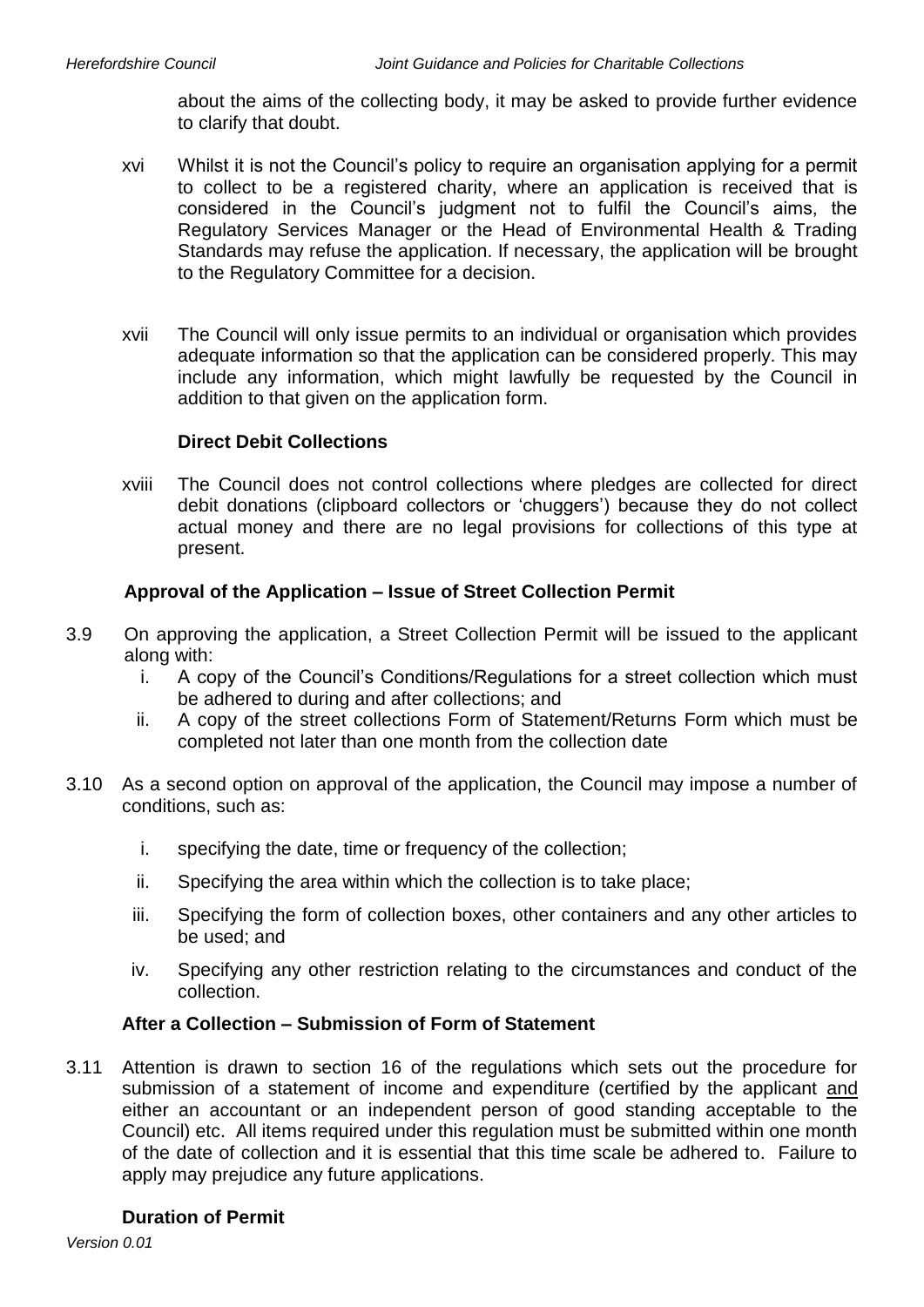about the aims of the collecting body, it may be asked to provide further evidence to clarify that doubt.

xvi Whilst it is not the Council's policy to require an organisation applying for a permit to collect to be a registered charity, where an application is received that is considered in the Council's judgment not to fulfil the Council's aims, the Regulatory Services Manager or the Head of Environmental Health & Trading Standards may refuse the application. If necessary, the application will be brought to the Regulatory Committee for a decision.

xvii The Council will only issue permits to an individual or organisation which provides adequate information so that the application can be considered properly. This may include any information, which might lawfully be requested by the Council in addition to that given on the application form.

**Direct Debit Collections**

xviii The Council does not control collections where pledges are collected for direct debit donations (clipboard collectors or 'chuggers') because they do not collect actual money and there are no legal provisions for collections of this type at present.

**Approval of the Application – Issue of Street Collection Permit**

3.9 On approving the application, a Street Collection Permit will be issued to the applicant along with:

i. A copy of the Council's Conditions/Regulations for a street collection which must be adhered to during and after collections; and
ii. A copy of the street collections Form of Statement/Returns Form which must be completed not later than one month from the collection date

3.10 As a second option on approval of the application, the Council may impose a number of conditions, such as:

i. specifying the date, time or frequency of the collection;
ii. Specifying the area within which the collection is to take place;
iii. Specifying the form of collection boxes, other containers and any other articles to be used; and
iv. Specifying any other restriction relating to the circumstances and conduct of the collection.

**After a Collection – Submission of Form of Statement**

3.11 Attention is drawn to section 16 of the regulations which sets out the procedure for submission of a statement of income and expenditure (certified by the applicant <u>and</u> either an accountant or an independent person of good standing acceptable to the Council) etc. All items required under this regulation must be submitted within one month of the date of collection and it is essential that this time scale be adhered to. Failure to apply may prejudice any future applications.

**Duration of Permit**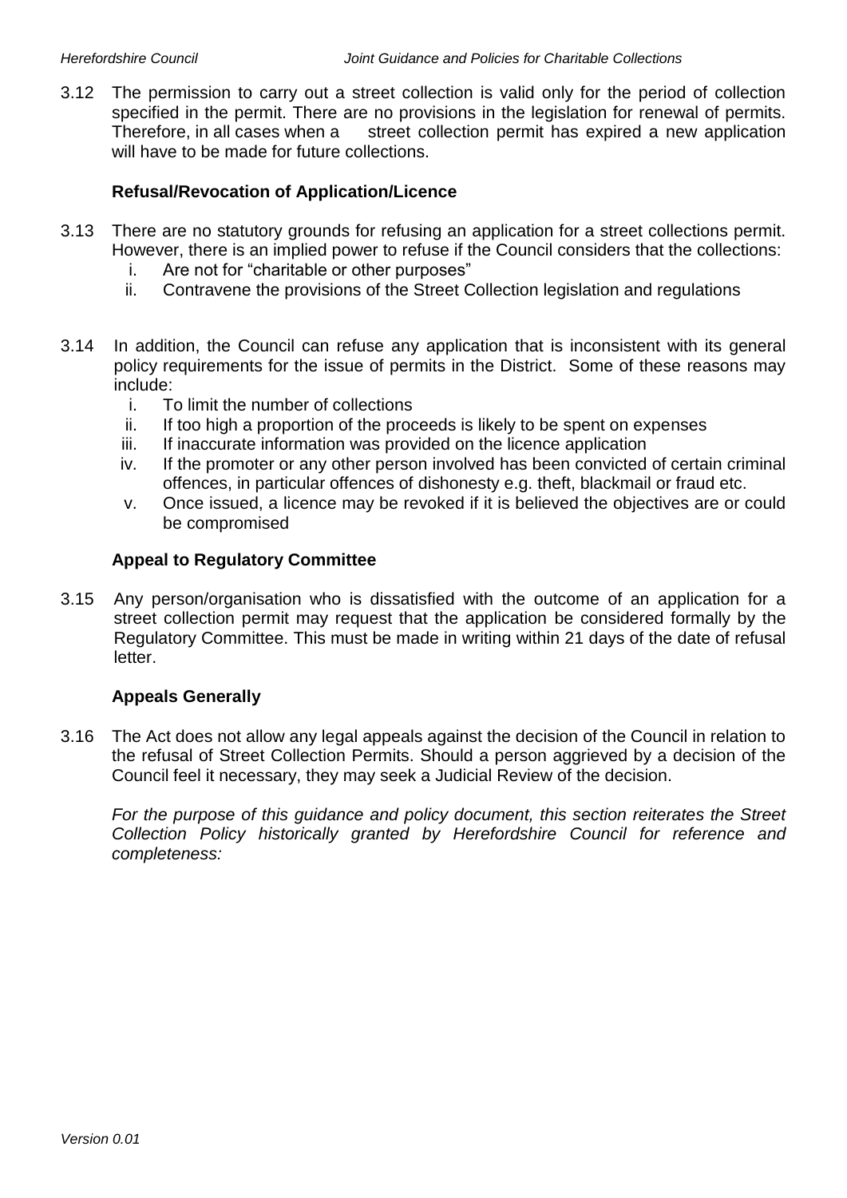3.12 The permission to carry out a street collection is valid only for the period of collection specified in the permit. There are no provisions in the legislation for renewal of permits. Therefore, in all cases when a street collection permit has expired a new application will have to be made for future collections.

**Refusal/Revocation of Application/Licence**

3.13 There are no statutory grounds for refusing an application for a street collections permit. However, there is an implied power to refuse if the Council considers that the collections:

i. Are not for "charitable or other purposes"
ii. Contravene the provisions of the Street Collection legislation and regulations

3.14 In addition, the Council can refuse any application that is inconsistent with its general policy requirements for the issue of permits in the District. Some of these reasons may include:

i. To limit the number of collections
ii. If too high a proportion of the proceeds is likely to be spent on expenses
iii. If inaccurate information was provided on the licence application
iv. If the promoter or any other person involved has been convicted of certain criminal offences, in particular offences of dishonesty e.g. theft, blackmail or fraud etc.
v. Once issued, a licence may be revoked if it is believed the objectives are or could be compromised

**Appeal to Regulatory Committee**

3.15 Any person/organisation who is dissatisfied with the outcome of an application for a street collection permit may request that the application be considered formally by the Regulatory Committee. This must be made in writing within 21 days of the date of refusal letter.

**Appeals Generally**

3.16 The Act does not allow any legal appeals against the decision of the Council in relation to the refusal of Street Collection Permits. Should a person aggrieved by a decision of the Council feel it necessary, they may seek a Judicial Review of the decision.

*For the purpose of this guidance and policy document, this section reiterates the Street Collection Policy historically granted by Herefordshire Council for reference and completeness:*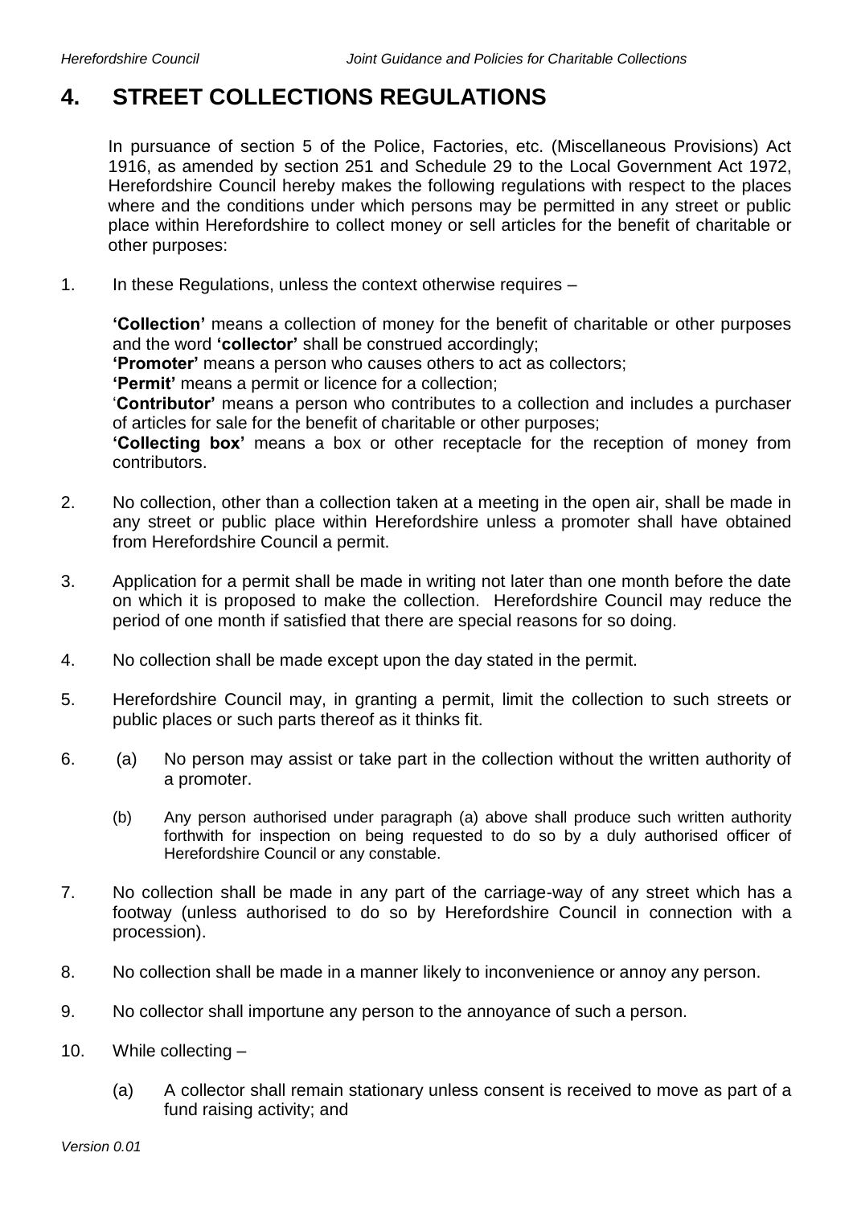# 4. STREET COLLECTIONS REGULATIONS

In pursuance of section 5 of the Police, Factories, etc. (Miscellaneous Provisions) Act 1916, as amended by section 251 and Schedule 29 to the Local Government Act 1972, Herefordshire Council hereby makes the following regulations with respect to the places where and the conditions under which persons may be permitted in any street or public place within Herefordshire to collect money or sell articles for the benefit of charitable or other purposes:

1. In these Regulations, unless the context otherwise requires –

   **'Collection'** means a collection of money for the benefit of charitable or other purposes and the word **'collector'** shall be construed accordingly;
   **'Promoter'** means a person who causes others to act as collectors;
   **'Permit'** means a permit or licence for a collection;
   '**Contributor'** means a person who contributes to a collection and includes a purchaser of articles for sale for the benefit of charitable or other purposes;
   **'Collecting box'** means a box or other receptacle for the reception of money from contributors.

2. No collection, other than a collection taken at a meeting in the open air, shall be made in any street or public place within Herefordshire unless a promoter shall have obtained from Herefordshire Council a permit.

3. Application for a permit shall be made in writing not later than one month before the date on which it is proposed to make the collection. Herefordshire Council may reduce the period of one month if satisfied that there are special reasons for so doing.

4. No collection shall be made except upon the day stated in the permit.

5. Herefordshire Council may, in granting a permit, limit the collection to such streets or public places or such parts thereof as it thinks fit.

6. (a) No person may assist or take part in the collection without the written authority of a promoter.

   (b) Any person authorised under paragraph (a) above shall produce such written authority forthwith for inspection on being requested to do so by a duly authorised officer of Herefordshire Council or any constable.

7. No collection shall be made in any part of the carriage-way of any street which has a footway (unless authorised to do so by Herefordshire Council in connection with a procession).

8. No collection shall be made in a manner likely to inconvenience or annoy any person.

9. No collector shall importune any person to the annoyance of such a person.

10. While collecting –

    (a) A collector shall remain stationary unless consent is received to move as part of a fund raising activity; and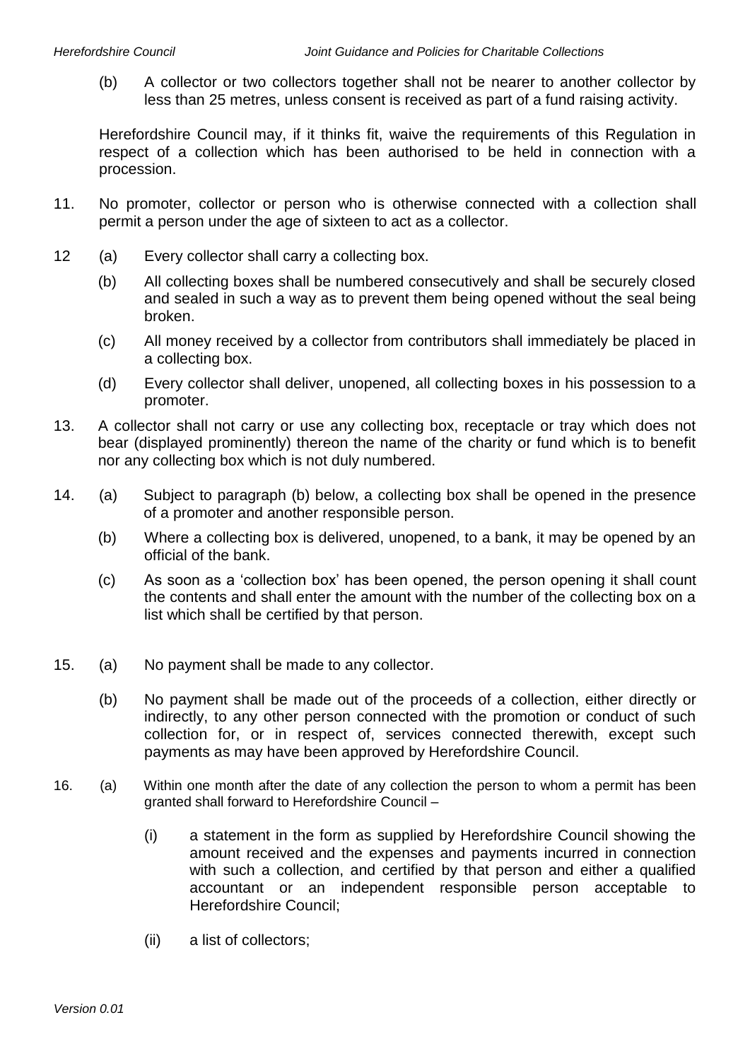(b) A collector or two collectors together shall not be nearer to another collector by less than 25 metres, unless consent is received as part of a fund raising activity.

Herefordshire Council may, if it thinks fit, waive the requirements of this Regulation in respect of a collection which has been authorised to be held in connection with a procession.

11. No promoter, collector or person who is otherwise connected with a collection shall permit a person under the age of sixteen to act as a collector.

12 (a) Every collector shall carry a collecting box.

(b) All collecting boxes shall be numbered consecutively and shall be securely closed and sealed in such a way as to prevent them being opened without the seal being broken.

(c) All money received by a collector from contributors shall immediately be placed in a collecting box.

(d) Every collector shall deliver, unopened, all collecting boxes in his possession to a promoter.

13. A collector shall not carry or use any collecting box, receptacle or tray which does not bear (displayed prominently) thereon the name of the charity or fund which is to benefit nor any collecting box which is not duly numbered.

14. (a) Subject to paragraph (b) below, a collecting box shall be opened in the presence of a promoter and another responsible person.

(b) Where a collecting box is delivered, unopened, to a bank, it may be opened by an official of the bank.

(c) As soon as a 'collection box' has been opened, the person opening it shall count the contents and shall enter the amount with the number of the collecting box on a list which shall be certified by that person.

15. (a) No payment shall be made to any collector.

(b) No payment shall be made out of the proceeds of a collection, either directly or indirectly, to any other person connected with the promotion or conduct of such collection for, or in respect of, services connected therewith, except such payments as may have been approved by Herefordshire Council.

16. (a) Within one month after the date of any collection the person to whom a permit has been granted shall forward to Herefordshire Council –

(i) a statement in the form as supplied by Herefordshire Council showing the amount received and the expenses and payments incurred in connection with such a collection, and certified by that person and either a qualified accountant or an independent responsible person acceptable to Herefordshire Council;

(ii) a list of collectors;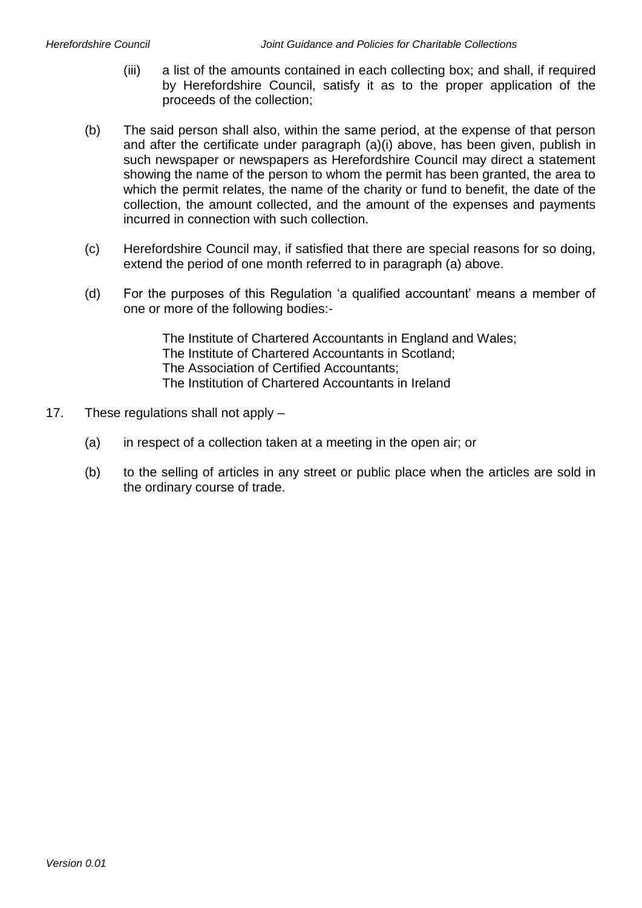(iii) a list of the amounts contained in each collecting box; and shall, if required by Herefordshire Council, satisfy it as to the proper application of the proceeds of the collection;

(b) The said person shall also, within the same period, at the expense of that person and after the certificate under paragraph (a)(i) above, has been given, publish in such newspaper or newspapers as Herefordshire Council may direct a statement showing the name of the person to whom the permit has been granted, the area to which the permit relates, the name of the charity or fund to benefit, the date of the collection, the amount collected, and the amount of the expenses and payments incurred in connection with such collection.

(c) Herefordshire Council may, if satisfied that there are special reasons for so doing, extend the period of one month referred to in paragraph (a) above.

(d) For the purposes of this Regulation 'a qualified accountant' means a member of one or more of the following bodies:-

The Institute of Chartered Accountants in England and Wales;
The Institute of Chartered Accountants in Scotland;
The Association of Certified Accountants;
The Institution of Chartered Accountants in Ireland

17. These regulations shall not apply –

(a) in respect of a collection taken at a meeting in the open air; or

(b) to the selling of articles in any street or public place when the articles are sold in the ordinary course of trade.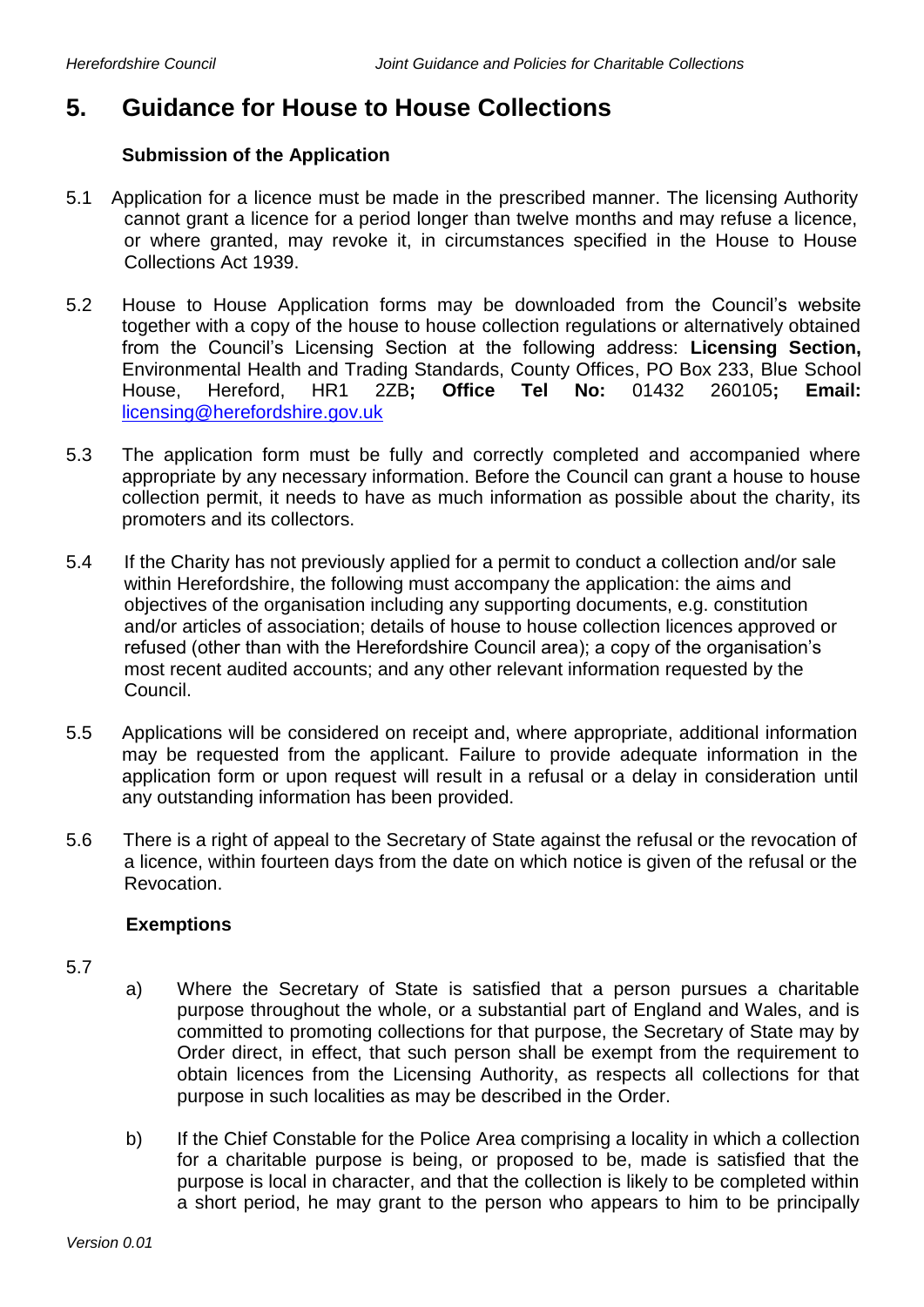# 5. Guidance for House to House Collections

**Submission of the Application**

5.1 Application for a licence must be made in the prescribed manner. The licensing Authority cannot grant a licence for a period longer than twelve months and may refuse a licence, or where granted, may revoke it, in circumstances specified in the House to House Collections Act 1939.

5.2 House to House Application forms may be downloaded from the Council's website together with a copy of the house to house collection regulations or alternatively obtained from the Council's Licensing Section at the following address: **Licensing Section,** Environmental Health and Trading Standards, County Offices, PO Box 233, Blue School House, Hereford, HR1 2ZB**; Office Tel No:** 01432 260105**; Email:** licensing@herefordshire.gov.uk

5.3 The application form must be fully and correctly completed and accompanied where appropriate by any necessary information. Before the Council can grant a house to house collection permit, it needs to have as much information as possible about the charity, its promoters and its collectors.

5.4 If the Charity has not previously applied for a permit to conduct a collection and/or sale within Herefordshire, the following must accompany the application: the aims and objectives of the organisation including any supporting documents, e.g. constitution and/or articles of association; details of house to house collection licences approved or refused (other than with the Herefordshire Council area); a copy of the organisation's most recent audited accounts; and any other relevant information requested by the Council.

5.5 Applications will be considered on receipt and, where appropriate, additional information may be requested from the applicant. Failure to provide adequate information in the application form or upon request will result in a refusal or a delay in consideration until any outstanding information has been provided.

5.6 There is a right of appeal to the Secretary of State against the refusal or the revocation of a licence, within fourteen days from the date on which notice is given of the refusal or the Revocation.

**Exemptions**

5.7

a) Where the Secretary of State is satisfied that a person pursues a charitable purpose throughout the whole, or a substantial part of England and Wales, and is committed to promoting collections for that purpose, the Secretary of State may by Order direct, in effect, that such person shall be exempt from the requirement to obtain licences from the Licensing Authority, as respects all collections for that purpose in such localities as may be described in the Order.

b) If the Chief Constable for the Police Area comprising a locality in which a collection for a charitable purpose is being, or proposed to be, made is satisfied that the purpose is local in character, and that the collection is likely to be completed within a short period, he may grant to the person who appears to him to be principally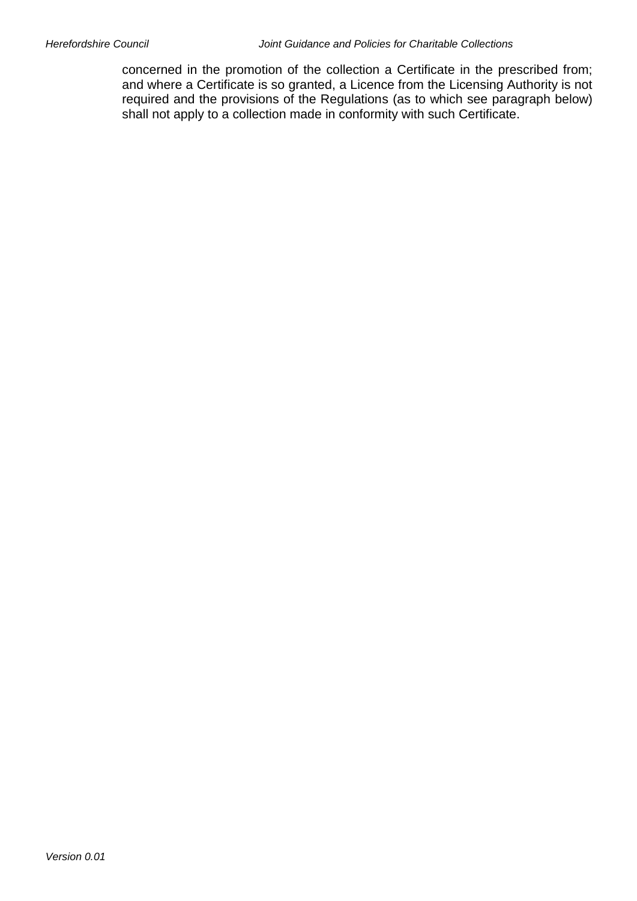concerned in the promotion of the collection a Certificate in the prescribed from; and where a Certificate is so granted, a Licence from the Licensing Authority is not required and the provisions of the Regulations (as to which see paragraph below) shall not apply to a collection made in conformity with such Certificate.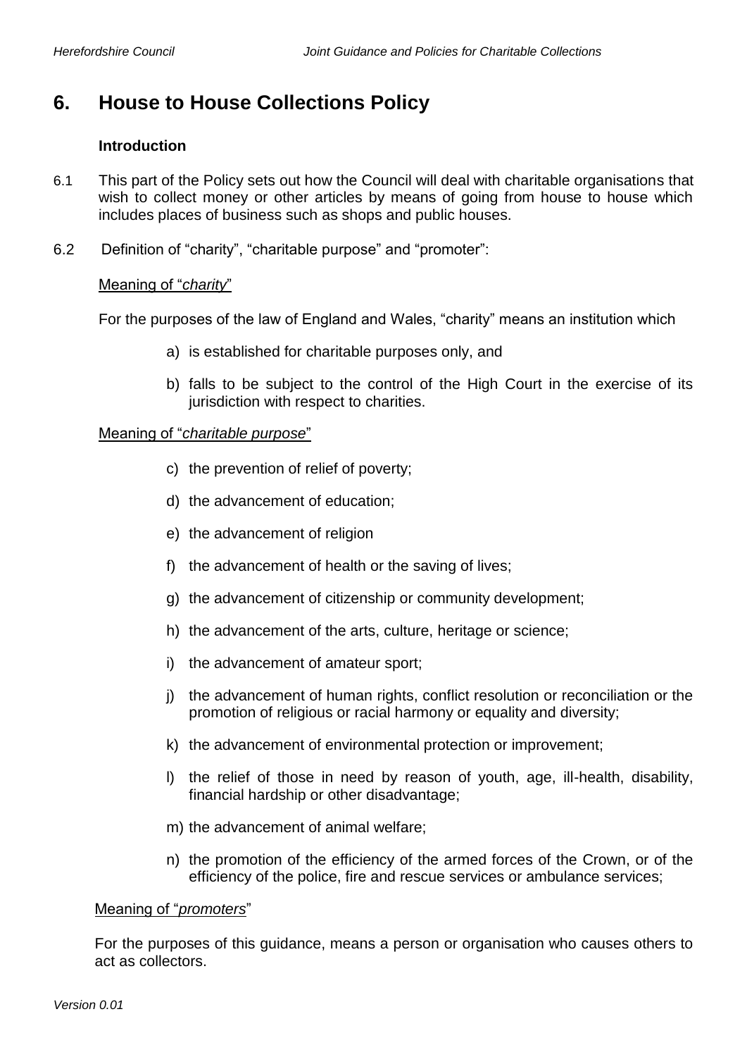# 6. House to House Collections Policy

**Introduction**

6.1 This part of the Policy sets out how the Council will deal with charitable organisations that wish to collect money or other articles by means of going from house to house which includes places of business such as shops and public houses.

6.2 Definition of "charity", "charitable purpose" and "promoter":

Meaning of "*charity*"

For the purposes of the law of England and Wales, "charity" means an institution which

a) is established for charitable purposes only, and

b) falls to be subject to the control of the High Court in the exercise of its jurisdiction with respect to charities.

Meaning of "*charitable purpose*"

c) the prevention of relief of poverty;

d) the advancement of education;

e) the advancement of religion

f) the advancement of health or the saving of lives;

g) the advancement of citizenship or community development;

h) the advancement of the arts, culture, heritage or science;

i) the advancement of amateur sport;

j) the advancement of human rights, conflict resolution or reconciliation or the promotion of religious or racial harmony or equality and diversity;

k) the advancement of environmental protection or improvement;

l) the relief of those in need by reason of youth, age, ill-health, disability, financial hardship or other disadvantage;

m) the advancement of animal welfare;

n) the promotion of the efficiency of the armed forces of the Crown, or of the efficiency of the police, fire and rescue services or ambulance services;

Meaning of "*promoters*"

For the purposes of this guidance, means a person or organisation who causes others to act as collectors.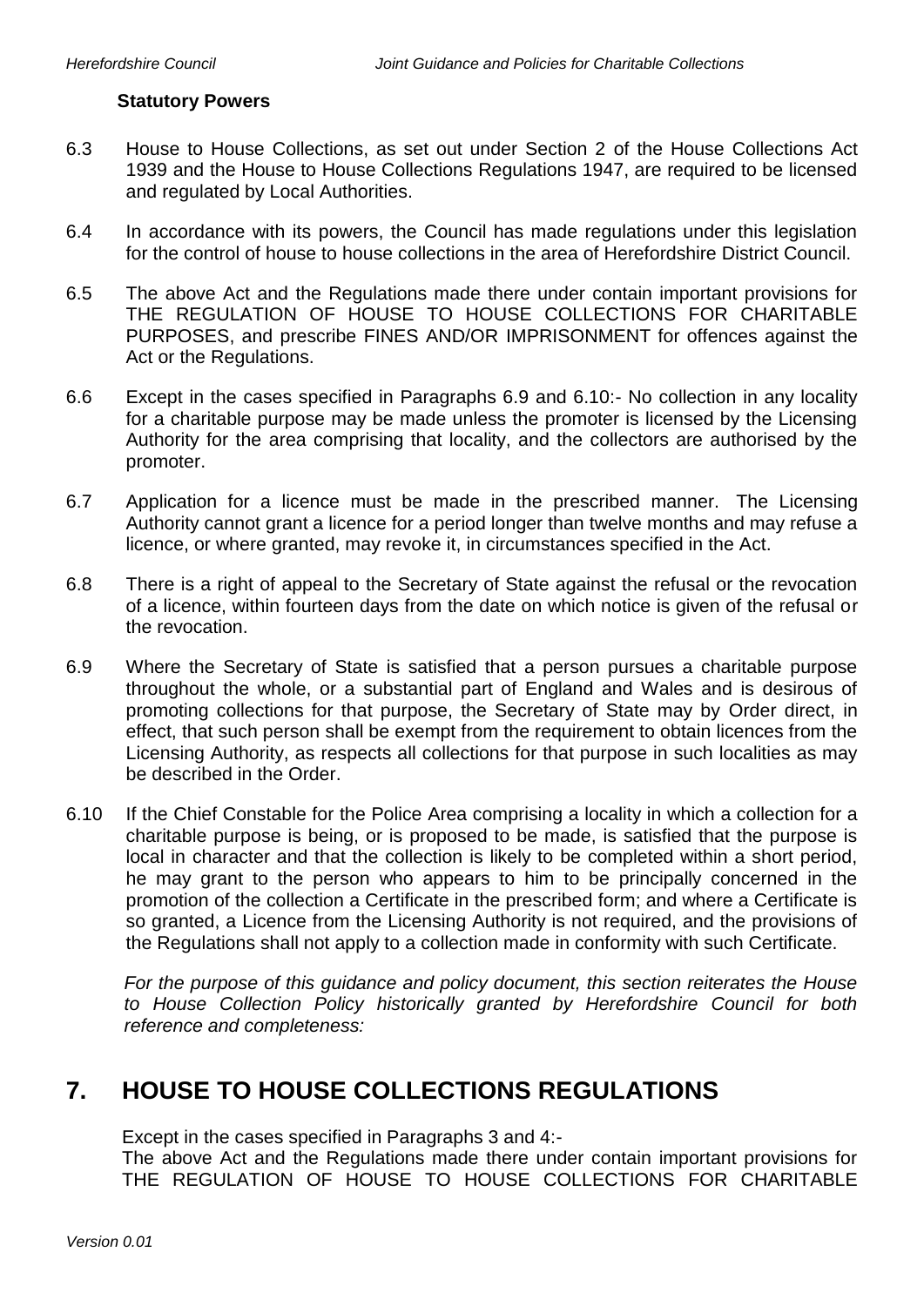**Statutory Powers**

6.3 House to House Collections, as set out under Section 2 of the House Collections Act 1939 and the House to House Collections Regulations 1947, are required to be licensed and regulated by Local Authorities.

6.4 In accordance with its powers, the Council has made regulations under this legislation for the control of house to house collections in the area of Herefordshire District Council.

6.5 The above Act and the Regulations made there under contain important provisions for THE REGULATION OF HOUSE TO HOUSE COLLECTIONS FOR CHARITABLE PURPOSES, and prescribe FINES AND/OR IMPRISONMENT for offences against the Act or the Regulations.

6.6 Except in the cases specified in Paragraphs 6.9 and 6.10:- No collection in any locality for a charitable purpose may be made unless the promoter is licensed by the Licensing Authority for the area comprising that locality, and the collectors are authorised by the promoter.

6.7 Application for a licence must be made in the prescribed manner. The Licensing Authority cannot grant a licence for a period longer than twelve months and may refuse a licence, or where granted, may revoke it, in circumstances specified in the Act.

6.8 There is a right of appeal to the Secretary of State against the refusal or the revocation of a licence, within fourteen days from the date on which notice is given of the refusal or the revocation.

6.9 Where the Secretary of State is satisfied that a person pursues a charitable purpose throughout the whole, or a substantial part of England and Wales and is desirous of promoting collections for that purpose, the Secretary of State may by Order direct, in effect, that such person shall be exempt from the requirement to obtain licences from the Licensing Authority, as respects all collections for that purpose in such localities as may be described in the Order.

6.10 If the Chief Constable for the Police Area comprising a locality in which a collection for a charitable purpose is being, or is proposed to be made, is satisfied that the purpose is local in character and that the collection is likely to be completed within a short period, he may grant to the person who appears to him to be principally concerned in the promotion of the collection a Certificate in the prescribed form; and where a Certificate is so granted, a Licence from the Licensing Authority is not required, and the provisions of the Regulations shall not apply to a collection made in conformity with such Certificate.

*For the purpose of this guidance and policy document, this section reiterates the House to House Collection Policy historically granted by Herefordshire Council for both reference and completeness:*

# 7. HOUSE TO HOUSE COLLECTIONS REGULATIONS

Except in the cases specified in Paragraphs 3 and 4:-
The above Act and the Regulations made there under contain important provisions for THE REGULATION OF HOUSE TO HOUSE COLLECTIONS FOR CHARITABLE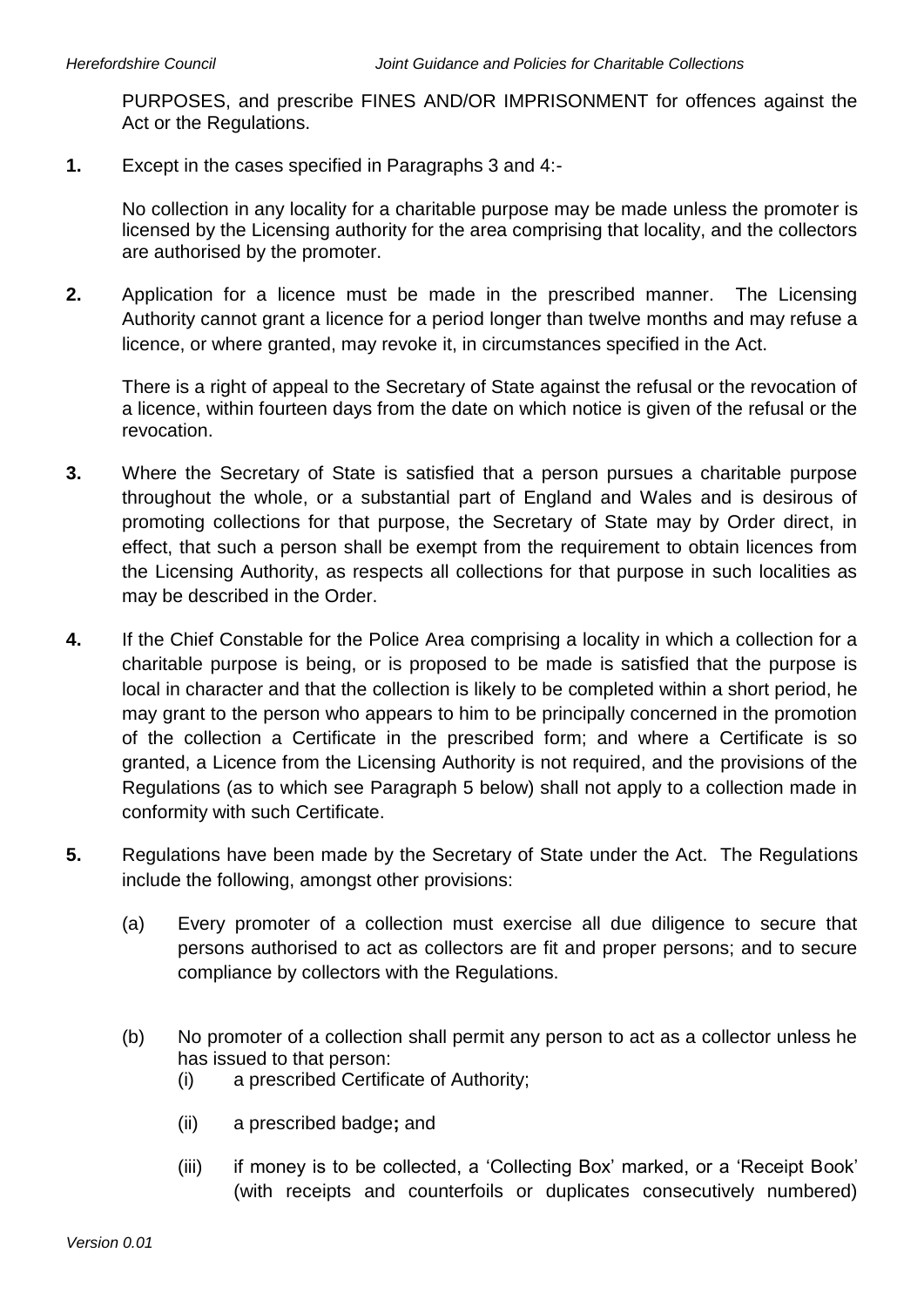PURPOSES, and prescribe FINES AND/OR IMPRISONMENT for offences against the Act or the Regulations.

**1.** Except in the cases specified in Paragraphs 3 and 4:-

No collection in any locality for a charitable purpose may be made unless the promoter is licensed by the Licensing authority for the area comprising that locality, and the collectors are authorised by the promoter.

**2.** Application for a licence must be made in the prescribed manner. The Licensing Authority cannot grant a licence for a period longer than twelve months and may refuse a licence, or where granted, may revoke it, in circumstances specified in the Act.

There is a right of appeal to the Secretary of State against the refusal or the revocation of a licence, within fourteen days from the date on which notice is given of the refusal or the revocation.

**3.** Where the Secretary of State is satisfied that a person pursues a charitable purpose throughout the whole, or a substantial part of England and Wales and is desirous of promoting collections for that purpose, the Secretary of State may by Order direct, in effect, that such a person shall be exempt from the requirement to obtain licences from the Licensing Authority, as respects all collections for that purpose in such localities as may be described in the Order.

**4.** If the Chief Constable for the Police Area comprising a locality in which a collection for a charitable purpose is being, or is proposed to be made is satisfied that the purpose is local in character and that the collection is likely to be completed within a short period, he may grant to the person who appears to him to be principally concerned in the promotion of the collection a Certificate in the prescribed form; and where a Certificate is so granted, a Licence from the Licensing Authority is not required, and the provisions of the Regulations (as to which see Paragraph 5 below) shall not apply to a collection made in conformity with such Certificate.

**5.** Regulations have been made by the Secretary of State under the Act. The Regulations include the following, amongst other provisions:

(a) Every promoter of a collection must exercise all due diligence to secure that persons authorised to act as collectors are fit and proper persons; and to secure compliance by collectors with the Regulations.

(b) No promoter of a collection shall permit any person to act as a collector unless he has issued to that person:

(i) a prescribed Certificate of Authority;

(ii) a prescribed badge**;** and

(iii) if money is to be collected, a 'Collecting Box' marked, or a 'Receipt Book' (with receipts and counterfoils or duplicates consecutively numbered)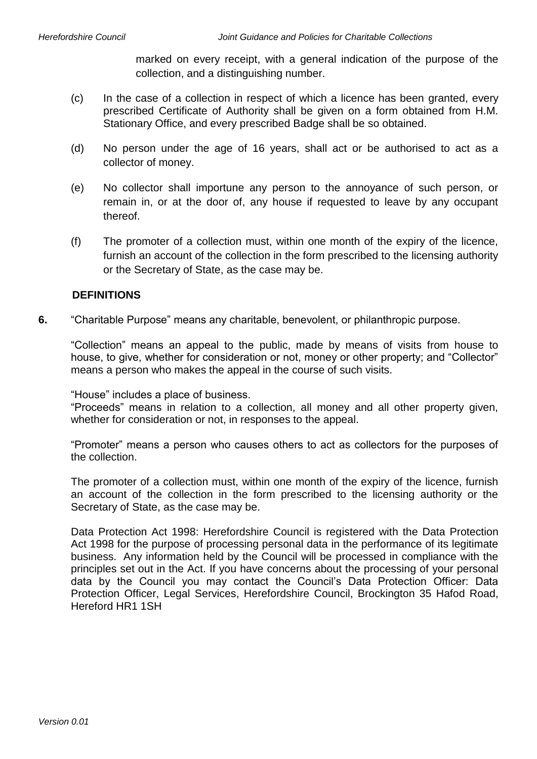marked on every receipt, with a general indication of the purpose of the collection, and a distinguishing number.

(c) In the case of a collection in respect of which a licence has been granted, every prescribed Certificate of Authority shall be given on a form obtained from H.M. Stationary Office, and every prescribed Badge shall be so obtained.

(d) No person under the age of 16 years, shall act or be authorised to act as a collector of money.

(e) No collector shall importune any person to the annoyance of such person, or remain in, or at the door of, any house if requested to leave by any occupant thereof.

(f) The promoter of a collection must, within one month of the expiry of the licence, furnish an account of the collection in the form prescribed to the licensing authority or the Secretary of State, as the case may be.

**DEFINITIONS**

**6.** "Charitable Purpose" means any charitable, benevolent, or philanthropic purpose.

"Collection" means an appeal to the public, made by means of visits from house to house, to give, whether for consideration or not, money or other property; and "Collector" means a person who makes the appeal in the course of such visits.

"House" includes a place of business.
"Proceeds" means in relation to a collection, all money and all other property given, whether for consideration or not, in responses to the appeal.

"Promoter" means a person who causes others to act as collectors for the purposes of the collection.

The promoter of a collection must, within one month of the expiry of the licence, furnish an account of the collection in the form prescribed to the licensing authority or the Secretary of State, as the case may be.

Data Protection Act 1998: Herefordshire Council is registered with the Data Protection Act 1998 for the purpose of processing personal data in the performance of its legitimate business. Any information held by the Council will be processed in compliance with the principles set out in the Act. If you have concerns about the processing of your personal data by the Council you may contact the Council's Data Protection Officer: Data Protection Officer, Legal Services, Herefordshire Council, Brockington 35 Hafod Road, Hereford HR1 1SH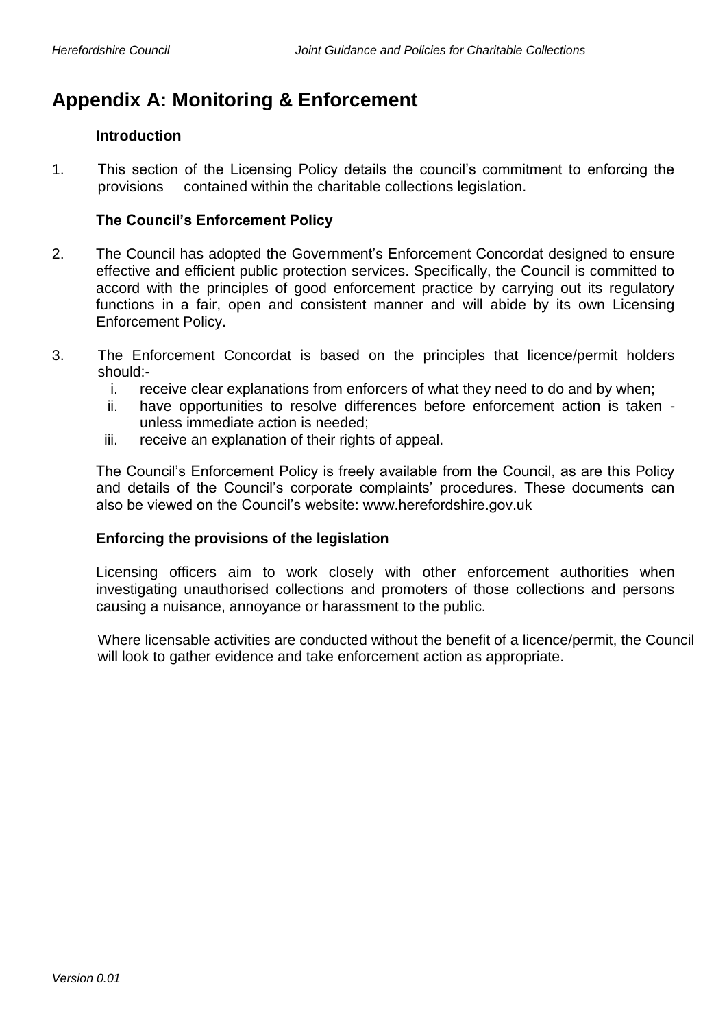# Appendix A: Monitoring & Enforcement

### Introduction

1. This section of the Licensing Policy details the council's commitment to enforcing the provisions contained within the charitable collections legislation.

### The Council's Enforcement Policy

2. The Council has adopted the Government's Enforcement Concordat designed to ensure effective and efficient public protection services. Specifically, the Council is committed to accord with the principles of good enforcement practice by carrying out its regulatory functions in a fair, open and consistent manner and will abide by its own Licensing Enforcement Policy.

3. The Enforcement Concordat is based on the principles that licence/permit holders should:-
   i. receive clear explanations from enforcers of what they need to do and by when;
   ii. have opportunities to resolve differences before enforcement action is taken - unless immediate action is needed;
   iii. receive an explanation of their rights of appeal.

   The Council's Enforcement Policy is freely available from the Council, as are this Policy and details of the Council's corporate complaints' procedures. These documents can also be viewed on the Council's website: www.herefordshire.gov.uk

### Enforcing the provisions of the legislation

Licensing officers aim to work closely with other enforcement authorities when investigating unauthorised collections and promoters of those collections and persons causing a nuisance, annoyance or harassment to the public.

Where licensable activities are conducted without the benefit of a licence/permit, the Council will look to gather evidence and take enforcement action as appropriate.